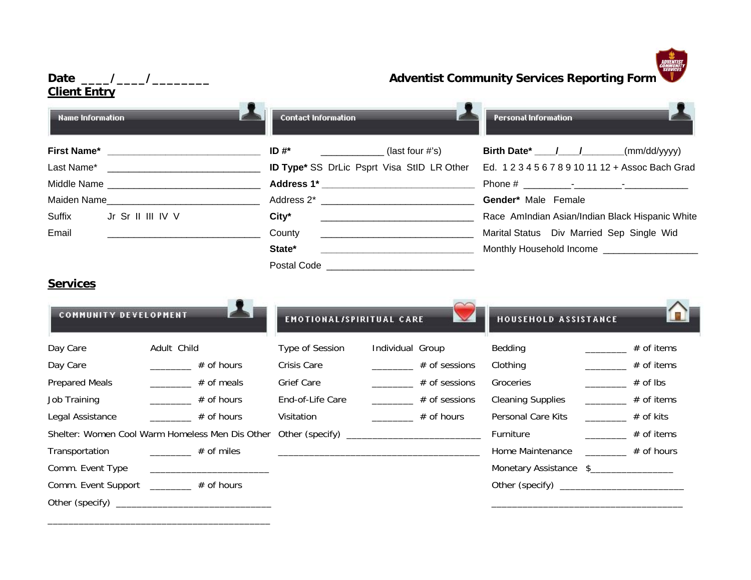**Date \_\_\_\_/\_\_\_\_/\_\_\_\_\_\_\_\_**

# Adventist Community Services Reporting Form

## Client Entry

### Name Information

**First Name*** \_\_\_\_\_\_\_\_\_\_\_\_\_\_\_\_\_\_\_\_\_\_\_\_\_\_\_\_\_\_

Last Name* \_\_\_\_\_\_\_\_\_\_\_\_\_\_\_\_\_\_\_\_\_\_\_\_\_\_\_\_\_\_

Middle Name \_\_\_\_\_\_\_\_\_\_\_\_\_\_\_\_\_\_\_\_\_\_\_\_\_\_\_\_\_\_

Maiden Name\_\_\_\_\_\_\_\_\_\_\_\_\_\_\_\_\_\_\_\_\_\_\_\_\_\_\_\_\_\_

Suffix Jr Sr II III IV V

Email \_\_\_\_\_\_\_\_\_\_\_\_\_\_\_\_\_\_\_\_\_\_\_\_\_\_\_\_\_\_

### Contact Information

**ID #*** \_\_\_\_\_\_\_\_\_\_\_\_ (last four #'s)

**ID Type*** SS DrLic Psprt Visa StID LR Other

**Address 1*** \_\_\_\_\_\_\_\_\_\_\_\_\_\_\_\_\_\_\_\_\_\_\_\_\_\_\_\_\_\_

Address 2* \_\_\_\_\_\_\_\_\_\_\_\_\_\_\_\_\_\_\_\_\_\_\_\_\_\_\_\_\_\_

**City*** \_\_\_\_\_\_\_\_\_\_\_\_\_\_\_\_\_\_\_\_\_\_\_\_\_\_\_\_\_\_

County \_\_\_\_\_\_\_\_\_\_\_\_\_\_\_\_\_\_\_\_\_\_\_\_\_\_\_\_\_\_

**State*** \_\_\_\_\_\_\_\_\_\_\_\_\_\_\_\_\_\_\_\_\_\_\_\_\_\_\_\_\_\_

Postal Code \_\_\_\_\_\_\_\_\_\_\_\_\_\_\_\_\_\_\_\_\_\_\_\_\_\_\_\_\_\_

### Personal Information

**Birth Date*** \_\_\_\_/\_\_\_\_/\_\_\_\_\_\_\_\_(mm/dd/yyyy)

Ed. 1 2 3 4 5 6 7 8 9 10 11 12 + Assoc Bach Grad

Phone # \_\_\_\_\_\_\_\_\_-\_\_\_\_\_\_\_\_\_-\_\_\_\_\_\_\_\_\_\_\_\_

**Gender*** Male Female

Race AmIndian Asian/Indian Black Hispanic White

Marital Status Div Married Sep Single Wid

Monthly Household Income \_\_\_\_\_\_\_\_\_\_\_\_\_\_\_\_\_\_

## Services

### Community Development

| | | |
|---|---|---|
| Day Care | Adult Child | |
| Day Care | \_\_\_\_\_\_\_\_ | # of hours |
| Prepared Meals | \_\_\_\_\_\_\_\_ | # of meals |
| Job Training | \_\_\_\_\_\_\_\_ | # of hours |
| Legal Assistance | \_\_\_\_\_\_\_\_ | # of hours |
| Shelter: Women Cool Warm Homeless Men Dis Other | | |
| Transportation | \_\_\_\_\_\_\_\_ | # of miles |
| Comm. Event Type | \_\_\_\_\_\_\_\_\_\_\_\_\_\_\_\_\_\_\_\_\_\_ | |
| Comm. Event Support | \_\_\_\_\_\_\_\_ | # of hours |

Other (specify) \_\_\_\_\_\_\_\_\_\_\_\_\_\_\_\_\_\_\_\_\_\_\_\_\_\_\_\_\_\_

\_\_\_\_\_\_\_\_\_\_\_\_\_\_\_\_\_\_\_\_\_\_\_\_\_\_\_\_\_\_\_\_\_\_\_\_\_\_\_\_\_\_

### Emotional/Spiritual Care

| | | |
|---|---|---|
| Type of Session | Individual Group | |
| Crisis Care | \_\_\_\_\_\_\_\_ | # of sessions |
| Grief Care | \_\_\_\_\_\_\_\_ | # of sessions |
| End-of-Life Care | \_\_\_\_\_\_\_\_ | # of sessions |
| Visitation | \_\_\_\_\_\_\_\_ | # of hours |

Other (specify) \_\_\_\_\_\_\_\_\_\_\_\_\_\_\_\_\_\_\_\_\_\_\_\_\_\_\_\_\_\_

\_\_\_\_\_\_\_\_\_\_\_\_\_\_\_\_\_\_\_\_\_\_\_\_\_\_\_\_\_\_\_\_\_\_\_\_\_\_\_\_\_\_

### Household Assistance

| | | |
|---|---|---|
| Bedding | \_\_\_\_\_\_\_\_ | # of items |
| Clothing | \_\_\_\_\_\_\_\_ | # of items |
| Groceries | \_\_\_\_\_\_\_\_ | # of lbs |
| Cleaning Supplies | \_\_\_\_\_\_\_\_ | # of items |
| Personal Care Kits | \_\_\_\_\_\_\_\_ | # of kits |
| Furniture | \_\_\_\_\_\_\_\_ | # of items |
| Home Maintenance | \_\_\_\_\_\_\_\_ | # of hours |
| Monetary Assistance | $\_\_\_\_\_\_\_\_\_\_\_\_\_\_\_\_ | |

Other (specify) \_\_\_\_\_\_\_\_\_\_\_\_\_\_\_\_\_\_\_\_\_\_\_\_\_\_\_\_\_\_

\_\_\_\_\_\_\_\_\_\_\_\_\_\_\_\_\_\_\_\_\_\_\_\_\_\_\_\_\_\_\_\_\_\_\_\_\_\_\_\_\_\_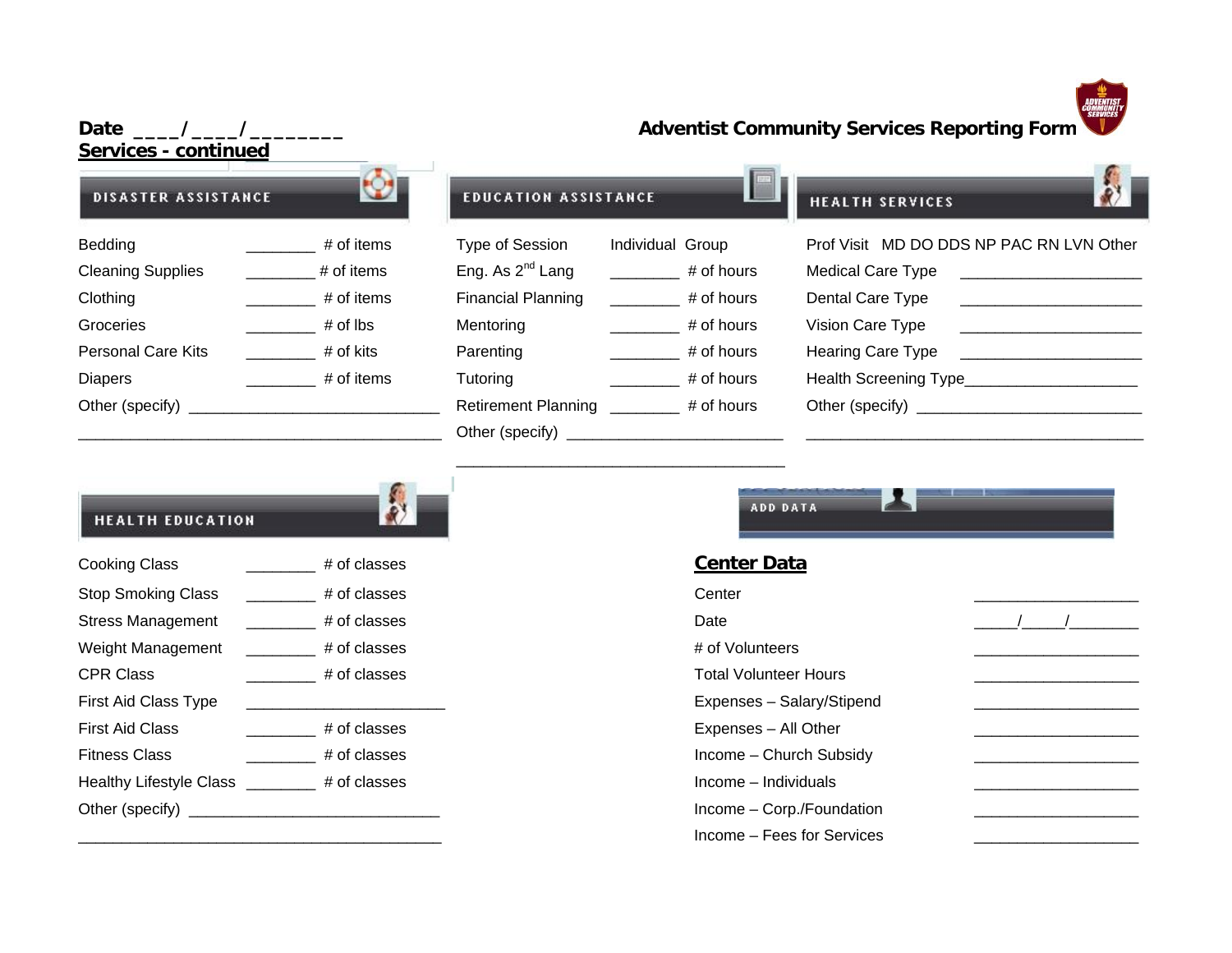Date ____/____/________

**Adventist Community Services Reporting Form**

**Services - continued**

## DISASTER ASSISTANCE

| | | |
|---|---|---|
| Bedding | ________ | # of items |
| Cleaning Supplies | ________ | # of items |
| Clothing | ________ | # of items |
| Groceries | ________ | # of lbs |
| Personal Care Kits | ________ | # of kits |
| Diapers | ________ | # of items |

Other (specify) _____________________________

_________________________________________

## EDUCATION ASSISTANCE

| | | |
|---|---|---|
| Type of Session | Individual Group | |
| Eng. As 2nd Lang | ________ | # of hours |
| Financial Planning | ________ | # of hours |
| Mentoring | ________ | # of hours |
| Parenting | ________ | # of hours |
| Tutoring | ________ | # of hours |
| Retirement Planning | ________ | # of hours |

Other (specify) _________________________

_____________________________________

## HEALTH SERVICES

Prof Visit MD DO DDS NP PAC RN LVN Other

| | |
|---|---|
| Medical Care Type | ____________________ |
| Dental Care Type | ____________________ |
| Vision Care Type | ____________________ |
| Hearing Care Type | ____________________ |
| Health Screening Type | ____________________ |

Other (specify) _________________________

_____________________________________

## HEALTH EDUCATION

| | | |
|---|---|---|
| Cooking Class | ________ | # of classes |
| Stop Smoking Class | ________ | # of classes |
| Stress Management | ________ | # of classes |
| Weight Management | ________ | # of classes |
| CPR Class | ________ | # of classes |
| First Aid Class Type | ______________________ | |
| First Aid Class | ________ | # of classes |
| Fitness Class | ________ | # of classes |
| Healthy Lifestyle Class | ________ | # of classes |

Other (specify) _____________________________

_________________________________________

## ADD DATA

**Center Data**

| | |
|---|---|
| Center | __________________ |
| Date | _____/_____/________ |
| # of Volunteers | __________________ |
| Total Volunteer Hours | __________________ |
| Expenses – Salary/Stipend | __________________ |
| Expenses – All Other | __________________ |
| Income – Church Subsidy | __________________ |
| Income – Individuals | __________________ |
| Income – Corp./Foundation | __________________ |
| Income – Fees for Services | __________________ |